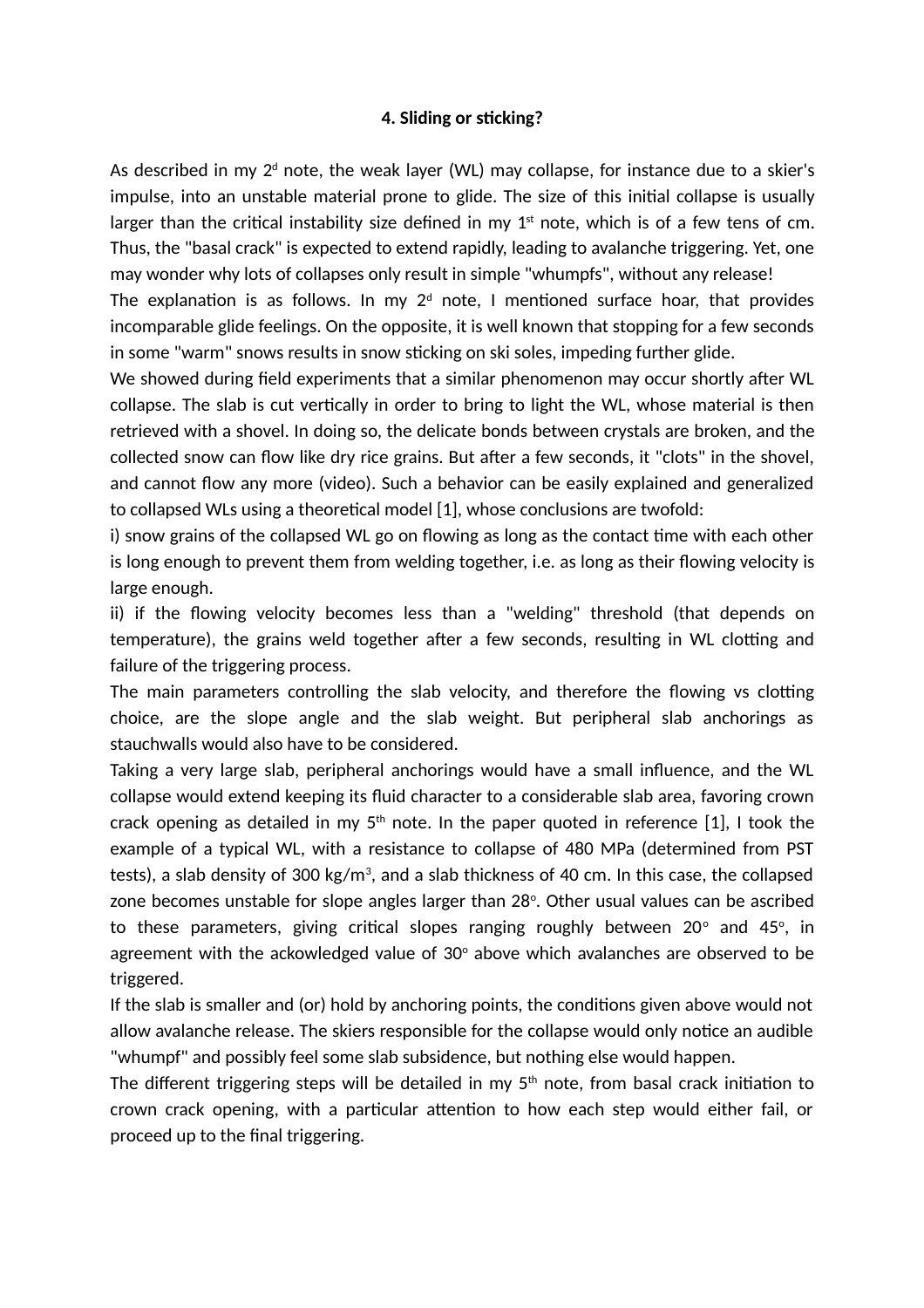### 4. Sliding or sticking?

As described in my 2$^{d}$ note, the weak layer (WL) may collapse, for instance due to a skier's impulse, into an unstable material prone to glide. The size of this initial collapse is usually larger than the critical instability size defined in my 1$^{st}$ note, which is of a few tens of cm. Thus, the "basal crack" is expected to extend rapidly, leading to avalanche triggering. Yet, one may wonder why lots of collapses only result in simple "whumpfs", without any release!

The explanation is as follows. In my 2$^{d}$ note, I mentioned surface hoar, that provides incomparable glide feelings. On the opposite, it is well known that stopping for a few seconds in some "warm" snows results in snow sticking on ski soles, impeding further glide.

We showed during field experiments that a similar phenomenon may occur shortly after WL collapse. The slab is cut vertically in order to bring to light the WL, whose material is then retrieved with a shovel. In doing so, the delicate bonds between crystals are broken, and the collected snow can flow like dry rice grains. But after a few seconds, it "clots" in the shovel, and cannot flow any more (video). Such a behavior can be easily explained and generalized to collapsed WLs using a theoretical model [1], whose conclusions are twofold:

i) snow grains of the collapsed WL go on flowing as long as the contact time with each other is long enough to prevent them from welding together, i.e. as long as their flowing velocity is large enough.

ii) if the flowing velocity becomes less than a "welding" threshold (that depends on temperature), the grains weld together after a few seconds, resulting in WL clotting and failure of the triggering process.

The main parameters controlling the slab velocity, and therefore the flowing vs clotting choice, are the slope angle and the slab weight. But peripheral slab anchorings as stauchwalls would also have to be considered.

Taking a very large slab, peripheral anchorings would have a small influence, and the WL collapse would extend keeping its fluid character to a considerable slab area, favoring crown crack opening as detailed in my 5$^{th}$ note. In the paper quoted in reference [1], I took the example of a typical WL, with a resistance to collapse of 480 MPa (determined from PST tests), a slab density of 300 kg/m$^{3}$, and a slab thickness of 40 cm. In this case, the collapsed zone becomes unstable for slope angles larger than 28$^{o}$. Other usual values can be ascribed to these parameters, giving critical slopes ranging roughly between 20$^{o}$ and 45$^{o}$, in agreement with the ackowledged value of 30$^{o}$ above which avalanches are observed to be triggered.

If the slab is smaller and (or) hold by anchoring points, the conditions given above would not allow avalanche release. The skiers responsible for the collapse would only notice an audible "whumpf" and possibly feel some slab subsidence, but nothing else would happen.

The different triggering steps will be detailed in my 5$^{th}$ note, from basal crack initiation to crown crack opening, with a particular attention to how each step would either fail, or proceed up to the final triggering.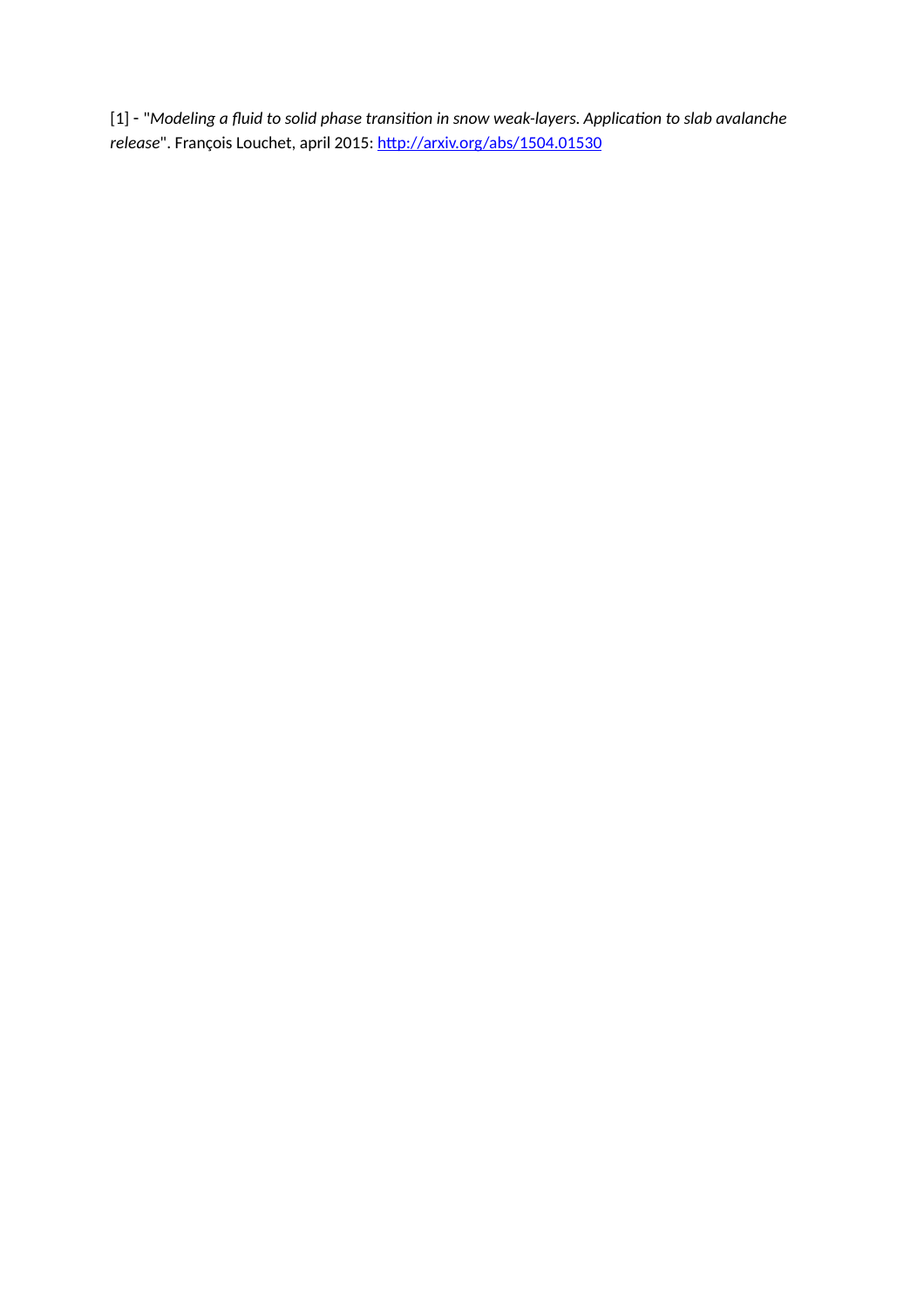[1] - "*Modeling a fluid to solid phase transition in snow weak-layers. Application to slab avalanche release*". François Louchet, april 2015: [http://arxiv.org/abs/1504.01530](http://arxiv.org/abs/1504.01530)